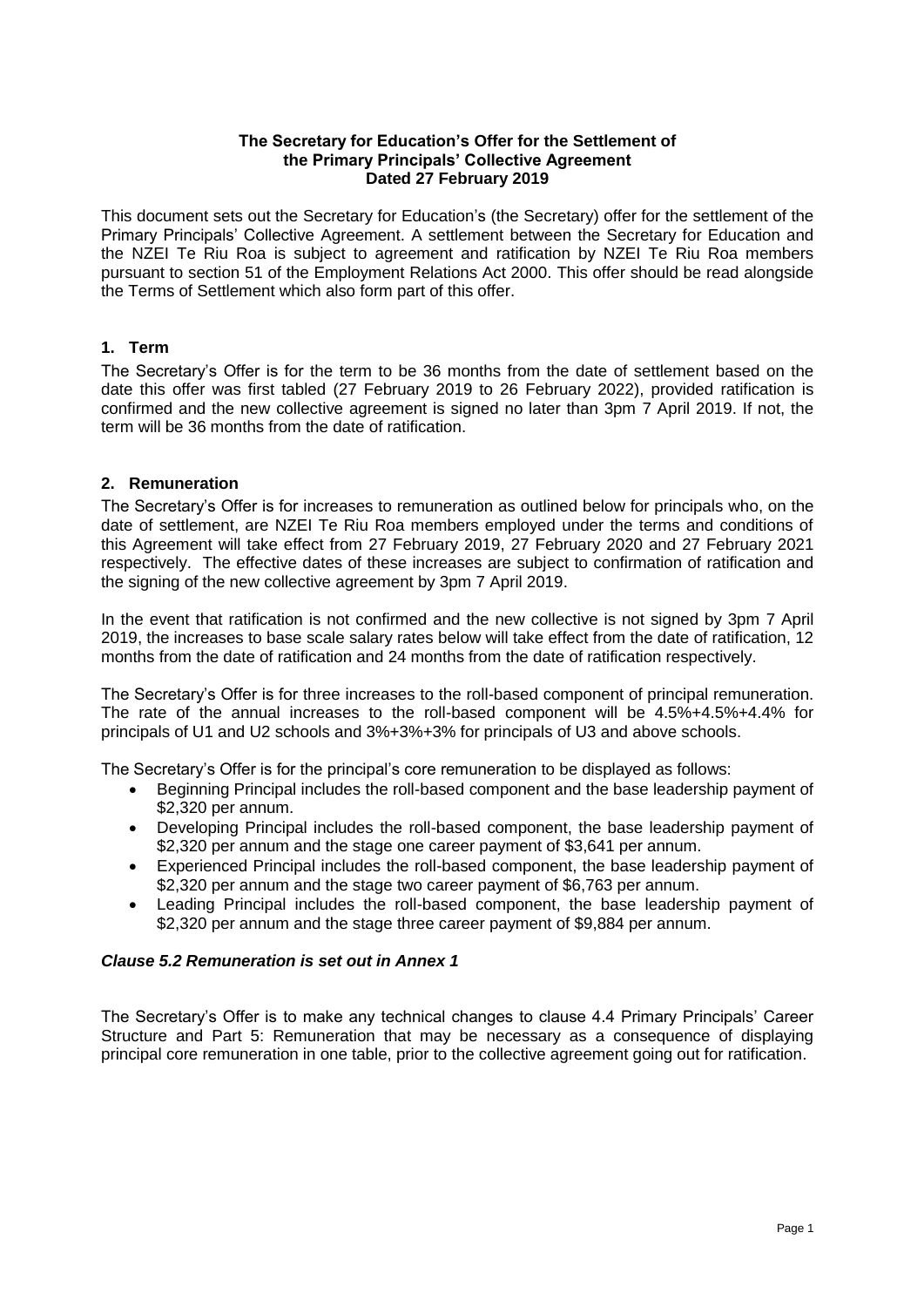**The Secretary for Education's Offer for the Settlement of the Primary Principals' Collective Agreement Dated 27 February 2019**

This document sets out the Secretary for Education's (the Secretary) offer for the settlement of the Primary Principals' Collective Agreement. A settlement between the Secretary for Education and the NZEI Te Riu Roa is subject to agreement and ratification by NZEI Te Riu Roa members pursuant to section 51 of the Employment Relations Act 2000. This offer should be read alongside the Terms of Settlement which also form part of this offer.

## 1. Term

The Secretary's Offer is for the term to be 36 months from the date of settlement based on the date this offer was first tabled (27 February 2019 to 26 February 2022), provided ratification is confirmed and the new collective agreement is signed no later than 3pm 7 April 2019. If not, the term will be 36 months from the date of ratification.

## 2. Remuneration

The Secretary's Offer is for increases to remuneration as outlined below for principals who, on the date of settlement, are NZEI Te Riu Roa members employed under the terms and conditions of this Agreement will take effect from 27 February 2019, 27 February 2020 and 27 February 2021 respectively. The effective dates of these increases are subject to confirmation of ratification and the signing of the new collective agreement by 3pm 7 April 2019.

In the event that ratification is not confirmed and the new collective is not signed by 3pm 7 April 2019, the increases to base scale salary rates below will take effect from the date of ratification, 12 months from the date of ratification and 24 months from the date of ratification respectively.

The Secretary's Offer is for three increases to the roll-based component of principal remuneration. The rate of the annual increases to the roll-based component will be 4.5%+4.5%+4.4% for principals of U1 and U2 schools and 3%+3%+3% for principals of U3 and above schools.

The Secretary's Offer is for the principal's core remuneration to be displayed as follows:

- Beginning Principal includes the roll-based component and the base leadership payment of $2,320 per annum.
- Developing Principal includes the roll-based component, the base leadership payment of $2,320 per annum and the stage one career payment of $3,641 per annum.
- Experienced Principal includes the roll-based component, the base leadership payment of $2,320 per annum and the stage two career payment of $6,763 per annum.
- Leading Principal includes the roll-based component, the base leadership payment of $2,320 per annum and the stage three career payment of $9,884 per annum.

***Clause 5.2 Remuneration is set out in Annex 1***

The Secretary's Offer is to make any technical changes to clause 4.4 Primary Principals' Career Structure and Part 5: Remuneration that may be necessary as a consequence of displaying principal core remuneration in one table, prior to the collective agreement going out for ratification.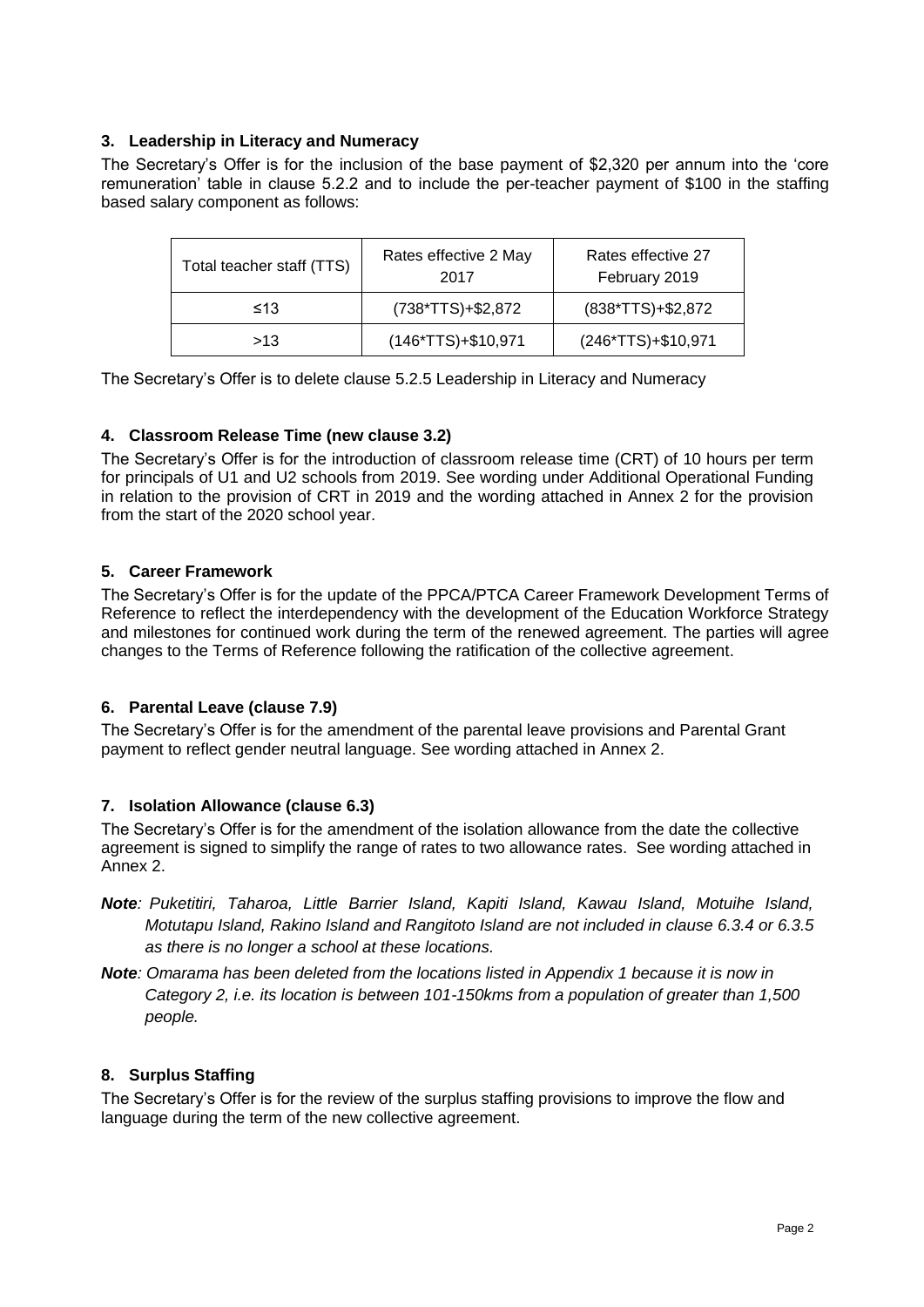### 3. Leadership in Literacy and Numeracy

The Secretary's Offer is for the inclusion of the base payment of $2,320 per annum into the 'core remuneration' table in clause 5.2.2 and to include the per-teacher payment of $100 in the staffing based salary component as follows:

| Total teacher staff (TTS) | Rates effective 2 May 2017 | Rates effective 27 February 2019 |
|---|---|---|
| ≤13 | (738*TTS)+$2,872 | (838*TTS)+$2,872 |
| >13 | (146*TTS)+$10,971 | (246*TTS)+$10,971 |

The Secretary's Offer is to delete clause 5.2.5 Leadership in Literacy and Numeracy

### 4. Classroom Release Time (new clause 3.2)

The Secretary's Offer is for the introduction of classroom release time (CRT) of 10 hours per term for principals of U1 and U2 schools from 2019. See wording under Additional Operational Funding in relation to the provision of CRT in 2019 and the wording attached in Annex 2 for the provision from the start of the 2020 school year.

### 5. Career Framework

The Secretary's Offer is for the update of the PPCA/PTCA Career Framework Development Terms of Reference to reflect the interdependency with the development of the Education Workforce Strategy and milestones for continued work during the term of the renewed agreement. The parties will agree changes to the Terms of Reference following the ratification of the collective agreement.

### 6. Parental Leave (clause 7.9)

The Secretary's Offer is for the amendment of the parental leave provisions and Parental Grant payment to reflect gender neutral language. See wording attached in Annex 2.

### 7. Isolation Allowance (clause 6.3)

The Secretary's Offer is for the amendment of the isolation allowance from the date the collective agreement is signed to simplify the range of rates to two allowance rates. See wording attached in Annex 2.

***Note****: Puketitiri, Taharoa, Little Barrier Island, Kapiti Island, Kawau Island, Motuihe Island, Motutapu Island, Rakino Island and Rangitoto Island are not included in clause 6.3.4 or 6.3.5 as there is no longer a school at these locations.*

***Note****: Omarama has been deleted from the locations listed in Appendix 1 because it is now in Category 2, i.e. its location is between 101-150kms from a population of greater than 1,500 people.*

### 8. Surplus Staffing

The Secretary's Offer is for the review of the surplus staffing provisions to improve the flow and language during the term of the new collective agreement.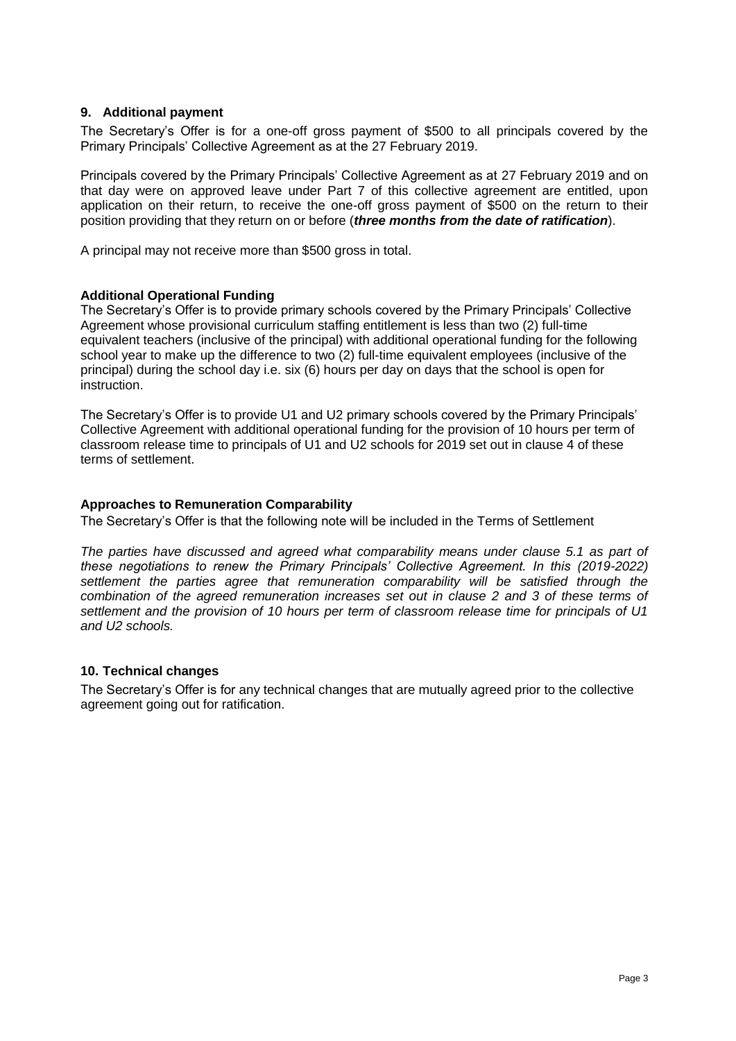## 9. Additional payment

The Secretary's Offer is for a one-off gross payment of $500 to all principals covered by the Primary Principals' Collective Agreement as at the 27 February 2019.

Principals covered by the Primary Principals' Collective Agreement as at 27 February 2019 and on that day were on approved leave under Part 7 of this collective agreement are entitled, upon application on their return, to receive the one-off gross payment of $500 on the return to their position providing that they return on or before (***three months from the date of ratification***).

A principal may not receive more than $500 gross in total.

### Additional Operational Funding

The Secretary's Offer is to provide primary schools covered by the Primary Principals' Collective Agreement whose provisional curriculum staffing entitlement is less than two (2) full-time equivalent teachers (inclusive of the principal) with additional operational funding for the following school year to make up the difference to two (2) full-time equivalent employees (inclusive of the principal) during the school day i.e. six (6) hours per day on days that the school is open for instruction.

The Secretary's Offer is to provide U1 and U2 primary schools covered by the Primary Principals' Collective Agreement with additional operational funding for the provision of 10 hours per term of classroom release time to principals of U1 and U2 schools for 2019 set out in clause 4 of these terms of settlement.

### Approaches to Remuneration Comparability

The Secretary's Offer is that the following note will be included in the Terms of Settlement

*The parties have discussed and agreed what comparability means under clause 5.1 as part of these negotiations to renew the Primary Principals' Collective Agreement. In this (2019-2022) settlement the parties agree that remuneration comparability will be satisfied through the combination of the agreed remuneration increases set out in clause 2 and 3 of these terms of settlement and the provision of 10 hours per term of classroom release time for principals of U1 and U2 schools.*

## 10. Technical changes

The Secretary's Offer is for any technical changes that are mutually agreed prior to the collective agreement going out for ratification.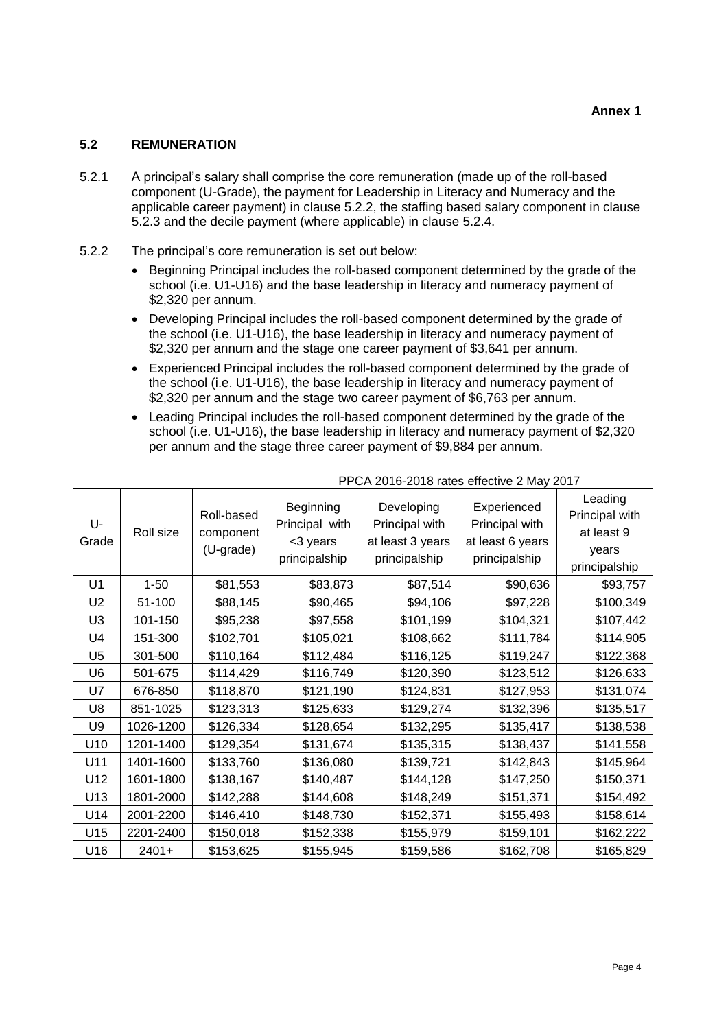**Annex 1**

## 5.2 REMUNERATION

5.2.1 A principal's salary shall comprise the core remuneration (made up of the roll-based component (U-Grade), the payment for Leadership in Literacy and Numeracy and the applicable career payment) in clause 5.2.2, the staffing based salary component in clause 5.2.3 and the decile payment (where applicable) in clause 5.2.4.

5.2.2 The principal's core remuneration is set out below:

- Beginning Principal includes the roll-based component determined by the grade of the school (i.e. U1-U16) and the base leadership in literacy and numeracy payment of $2,320 per annum.
- Developing Principal includes the roll-based component determined by the grade of the school (i.e. U1-U16), the base leadership in literacy and numeracy payment of $2,320 per annum and the stage one career payment of $3,641 per annum.
- Experienced Principal includes the roll-based component determined by the grade of the school (i.e. U1-U16), the base leadership in literacy and numeracy payment of $2,320 per annum and the stage two career payment of $6,763 per annum.
- Leading Principal includes the roll-based component determined by the grade of the school (i.e. U1-U16), the base leadership in literacy and numeracy payment of $2,320 per annum and the stage three career payment of $9,884 per annum.

| | | | PPCA 2016-2018 rates effective 2 May 2017 | | | |
|---|---|---|---|---|---|---|
| U-Grade | Roll size | Roll-based component (U-grade) | Beginning Principal with <3 years principalship | Developing Principal with at least 3 years principalship | Experienced Principal with at least 6 years principalship | Leading Principal with at least 9 years principalship |
| U1 | 1-50 | $81,553 | $83,873 | $87,514 | $90,636 | $93,757 |
| U2 | 51-100 | $88,145 | $90,465 | $94,106 | $97,228 | $100,349 |
| U3 | 101-150 | $95,238 | $97,558 | $101,199 | $104,321 | $107,442 |
| U4 | 151-300 | $102,701 | $105,021 | $108,662 | $111,784 | $114,905 |
| U5 | 301-500 | $110,164 | $112,484 | $116,125 | $119,247 | $122,368 |
| U6 | 501-675 | $114,429 | $116,749 | $120,390 | $123,512 | $126,633 |
| U7 | 676-850 | $118,870 | $121,190 | $124,831 | $127,953 | $131,074 |
| U8 | 851-1025 | $123,313 | $125,633 | $129,274 | $132,396 | $135,517 |
| U9 | 1026-1200 | $126,334 | $128,654 | $132,295 | $135,417 | $138,538 |
| U10 | 1201-1400 | $129,354 | $131,674 | $135,315 | $138,437 | $141,558 |
| U11 | 1401-1600 | $133,760 | $136,080 | $139,721 | $142,843 | $145,964 |
| U12 | 1601-1800 | $138,167 | $140,487 | $144,128 | $147,250 | $150,371 |
| U13 | 1801-2000 | $142,288 | $144,608 | $148,249 | $151,371 | $154,492 |
| U14 | 2001-2200 | $146,410 | $148,730 | $152,371 | $155,493 | $158,614 |
| U15 | 2201-2400 | $150,018 | $152,338 | $155,979 | $159,101 | $162,222 |
| U16 | 2401+ | $153,625 | $155,945 | $159,586 | $162,708 | $165,829 |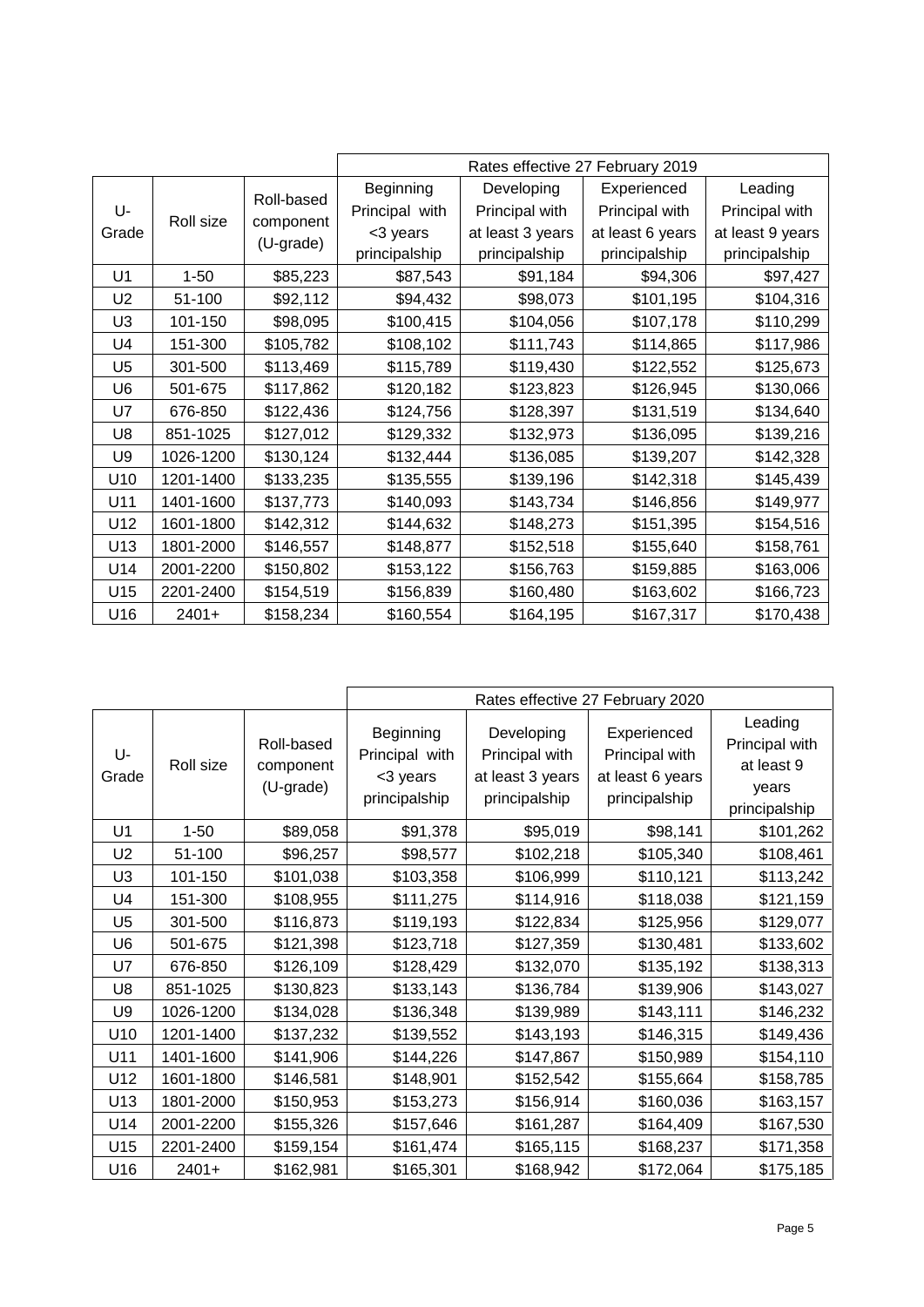| U-Grade | Roll size | Roll-based component (U-grade) | Rates effective 27 February 2019 | | | |
|---|---|---|---|---|---|---|
| | | | Beginning Principal with <3 years principalship | Developing Principal with at least 3 years principalship | Experienced Principal with at least 6 years principalship | Leading Principal with at least 9 years principalship |
| U1 | 1-50 | $85,223 | $87,543 | $91,184 | $94,306 | $97,427 |
| U2 | 51-100 | $92,112 | $94,432 | $98,073 | $101,195 | $104,316 |
| U3 | 101-150 | $98,095 | $100,415 | $104,056 | $107,178 | $110,299 |
| U4 | 151-300 | $105,782 | $108,102 | $111,743 | $114,865 | $117,986 |
| U5 | 301-500 | $113,469 | $115,789 | $119,430 | $122,552 | $125,673 |
| U6 | 501-675 | $117,862 | $120,182 | $123,823 | $126,945 | $130,066 |
| U7 | 676-850 | $122,436 | $124,756 | $128,397 | $131,519 | $134,640 |
| U8 | 851-1025 | $127,012 | $129,332 | $132,973 | $136,095 | $139,216 |
| U9 | 1026-1200 | $130,124 | $132,444 | $136,085 | $139,207 | $142,328 |
| U10 | 1201-1400 | $133,235 | $135,555 | $139,196 | $142,318 | $145,439 |
| U11 | 1401-1600 | $137,773 | $140,093 | $143,734 | $146,856 | $149,977 |
| U12 | 1601-1800 | $142,312 | $144,632 | $148,273 | $151,395 | $154,516 |
| U13 | 1801-2000 | $146,557 | $148,877 | $152,518 | $155,640 | $158,761 |
| U14 | 2001-2200 | $150,802 | $153,122 | $156,763 | $159,885 | $163,006 |
| U15 | 2201-2400 | $154,519 | $156,839 | $160,480 | $163,602 | $166,723 |
| U16 | 2401+ | $158,234 | $160,554 | $164,195 | $167,317 | $170,438 |

| U-Grade | Roll size | Roll-based component (U-grade) | Rates effective 27 February 2020 | | | |
|---|---|---|---|---|---|---|
| | | | Beginning Principal with <3 years principalship | Developing Principal with at least 3 years principalship | Experienced Principal with at least 6 years principalship | Leading Principal with at least 9 years principalship |
| U1 | 1-50 | $89,058 | $91,378 | $95,019 | $98,141 | $101,262 |
| U2 | 51-100 | $96,257 | $98,577 | $102,218 | $105,340 | $108,461 |
| U3 | 101-150 | $101,038 | $103,358 | $106,999 | $110,121 | $113,242 |
| U4 | 151-300 | $108,955 | $111,275 | $114,916 | $118,038 | $121,159 |
| U5 | 301-500 | $116,873 | $119,193 | $122,834 | $125,956 | $129,077 |
| U6 | 501-675 | $121,398 | $123,718 | $127,359 | $130,481 | $133,602 |
| U7 | 676-850 | $126,109 | $128,429 | $132,070 | $135,192 | $138,313 |
| U8 | 851-1025 | $130,823 | $133,143 | $136,784 | $139,906 | $143,027 |
| U9 | 1026-1200 | $134,028 | $136,348 | $139,989 | $143,111 | $146,232 |
| U10 | 1201-1400 | $137,232 | $139,552 | $143,193 | $146,315 | $149,436 |
| U11 | 1401-1600 | $141,906 | $144,226 | $147,867 | $150,989 | $154,110 |
| U12 | 1601-1800 | $146,581 | $148,901 | $152,542 | $155,664 | $158,785 |
| U13 | 1801-2000 | $150,953 | $153,273 | $156,914 | $160,036 | $163,157 |
| U14 | 2001-2200 | $155,326 | $157,646 | $161,287 | $164,409 | $167,530 |
| U15 | 2201-2400 | $159,154 | $161,474 | $165,115 | $168,237 | $171,358 |
| U16 | 2401+ | $162,981 | $165,301 | $168,942 | $172,064 | $175,185 |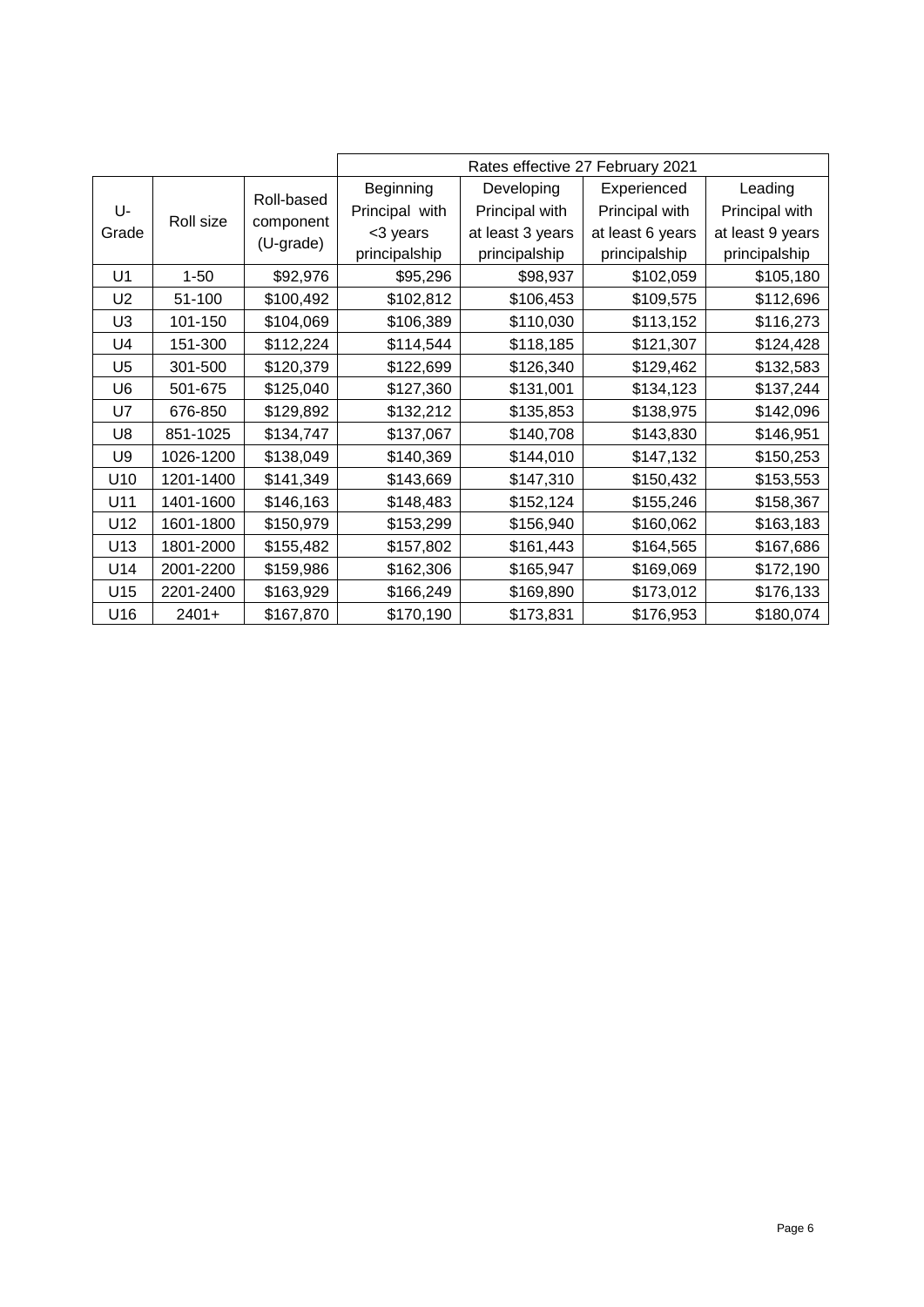| U-Grade | Roll size | Roll-based component (U-grade) | Rates effective 27 February 2021 | | | |
|---|---|---|---|---|---|---|
| | | | Beginning Principal with <3 years principalship | Developing Principal with at least 3 years principalship | Experienced Principal with at least 6 years principalship | Leading Principal with at least 9 years principalship |
| U1 | 1-50 | $92,976 | $95,296 | $98,937 | $102,059 | $105,180 |
| U2 | 51-100 | $100,492 | $102,812 | $106,453 | $109,575 | $112,696 |
| U3 | 101-150 | $104,069 | $106,389 | $110,030 | $113,152 | $116,273 |
| U4 | 151-300 | $112,224 | $114,544 | $118,185 | $121,307 | $124,428 |
| U5 | 301-500 | $120,379 | $122,699 | $126,340 | $129,462 | $132,583 |
| U6 | 501-675 | $125,040 | $127,360 | $131,001 | $134,123 | $137,244 |
| U7 | 676-850 | $129,892 | $132,212 | $135,853 | $138,975 | $142,096 |
| U8 | 851-1025 | $134,747 | $137,067 | $140,708 | $143,830 | $146,951 |
| U9 | 1026-1200 | $138,049 | $140,369 | $144,010 | $147,132 | $150,253 |
| U10 | 1201-1400 | $141,349 | $143,669 | $147,310 | $150,432 | $153,553 |
| U11 | 1401-1600 | $146,163 | $148,483 | $152,124 | $155,246 | $158,367 |
| U12 | 1601-1800 | $150,979 | $153,299 | $156,940 | $160,062 | $163,183 |
| U13 | 1801-2000 | $155,482 | $157,802 | $161,443 | $164,565 | $167,686 |
| U14 | 2001-2200 | $159,986 | $162,306 | $165,947 | $169,069 | $172,190 |
| U15 | 2201-2400 | $163,929 | $166,249 | $169,890 | $173,012 | $176,133 |
| U16 | 2401+ | $167,870 | $170,190 | $173,831 | $176,953 | $180,074 |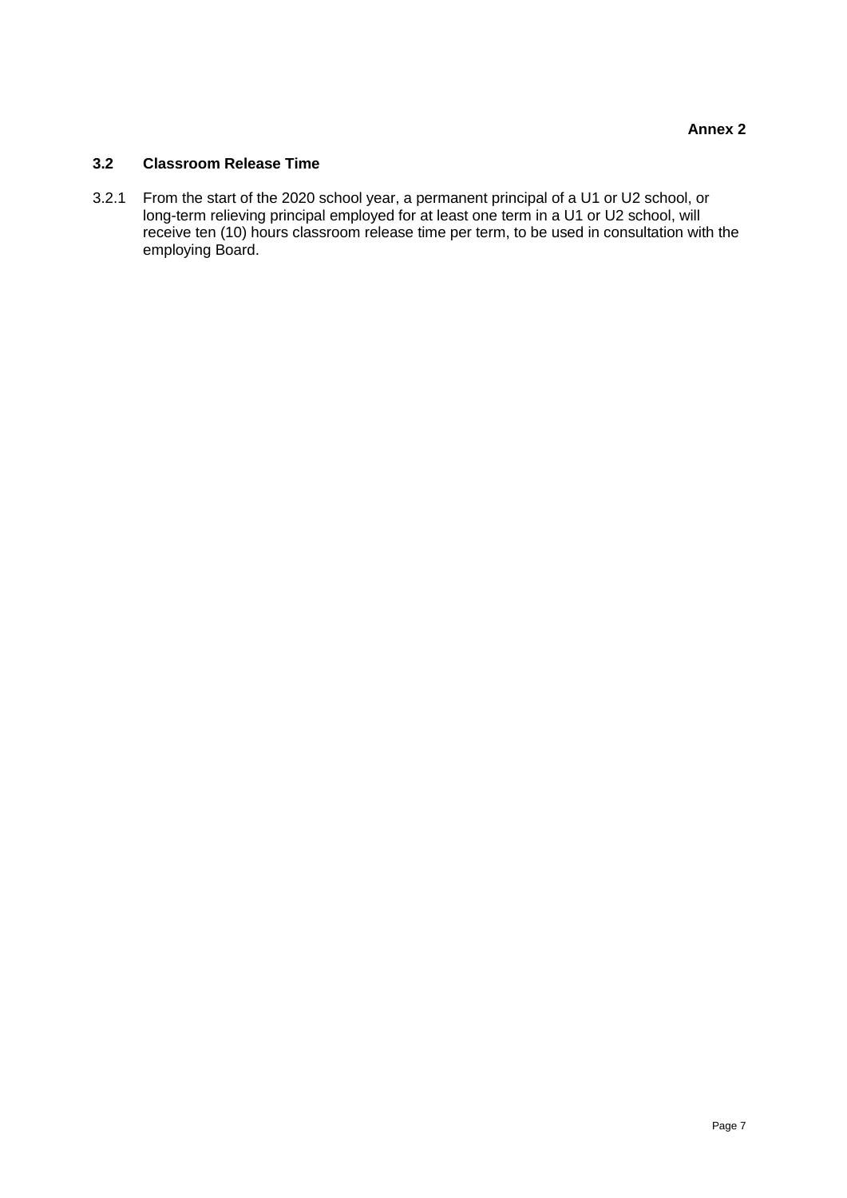**Annex 2**

### 3.2 Classroom Release Time

3.2.1 From the start of the 2020 school year, a permanent principal of a U1 or U2 school, or long-term relieving principal employed for at least one term in a U1 or U2 school, will receive ten (10) hours classroom release time per term, to be used in consultation with the employing Board.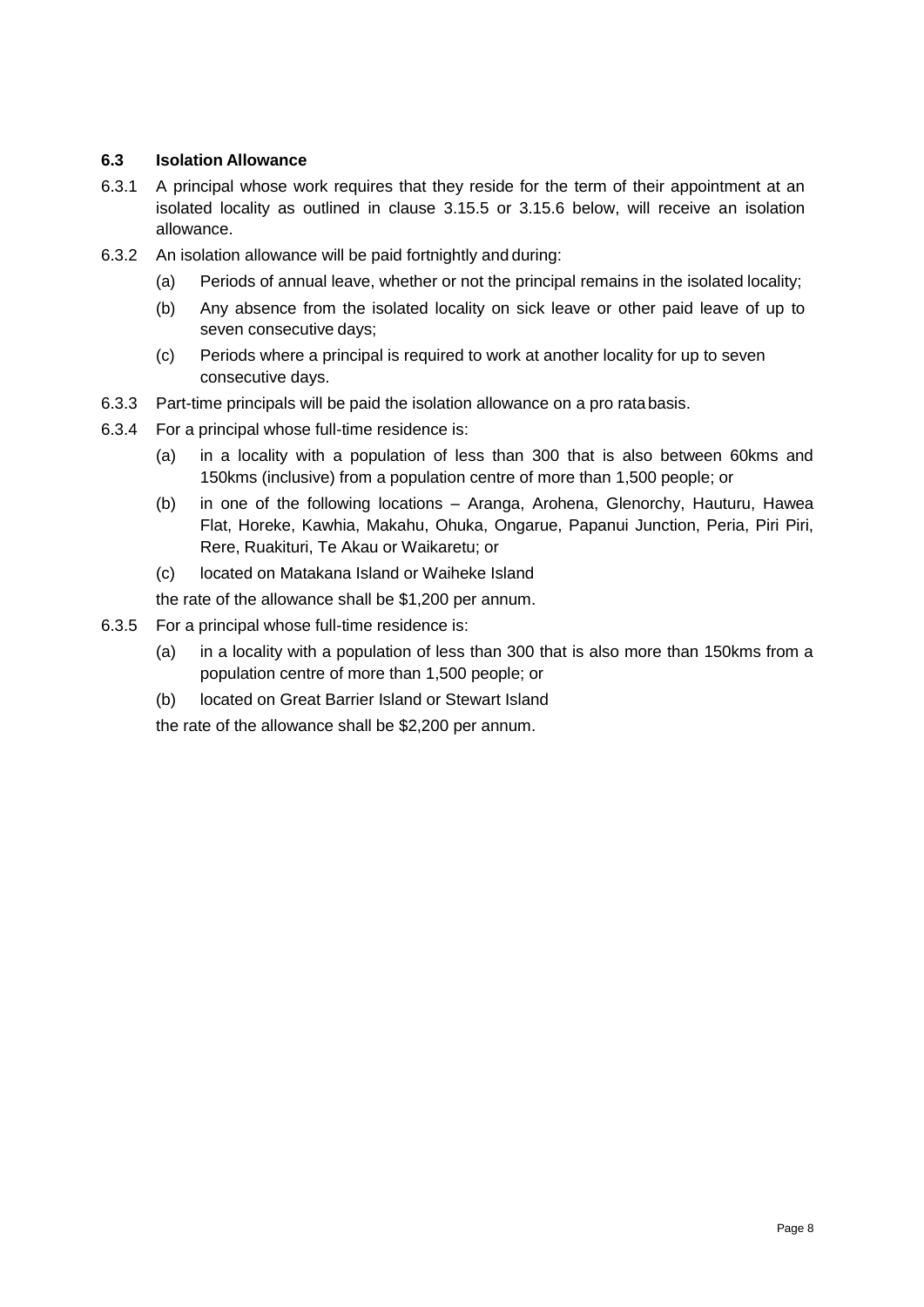### 6.3 Isolation Allowance

6.3.1 A principal whose work requires that they reside for the term of their appointment at an isolated locality as outlined in clause 3.15.5 or 3.15.6 below, will receive an isolation allowance.

6.3.2 An isolation allowance will be paid fortnightly and during:

(a) Periods of annual leave, whether or not the principal remains in the isolated locality;

(b) Any absence from the isolated locality on sick leave or other paid leave of up to seven consecutive days;

(c) Periods where a principal is required to work at another locality for up to seven consecutive days.

6.3.3 Part-time principals will be paid the isolation allowance on a pro rata basis.

6.3.4 For a principal whose full-time residence is:

(a) in a locality with a population of less than 300 that is also between 60kms and 150kms (inclusive) from a population centre of more than 1,500 people; or

(b) in one of the following locations – Aranga, Arohena, Glenorchy, Hauturu, Hawea Flat, Horeke, Kawhia, Makahu, Ohuka, Ongarue, Papanui Junction, Peria, Piri Piri, Rere, Ruakituri, Te Akau or Waikaretu; or

(c) located on Matakana Island or Waiheke Island

the rate of the allowance shall be $1,200 per annum.

6.3.5 For a principal whose full-time residence is:

(a) in a locality with a population of less than 300 that is also more than 150kms from a population centre of more than 1,500 people; or

(b) located on Great Barrier Island or Stewart Island

the rate of the allowance shall be $2,200 per annum.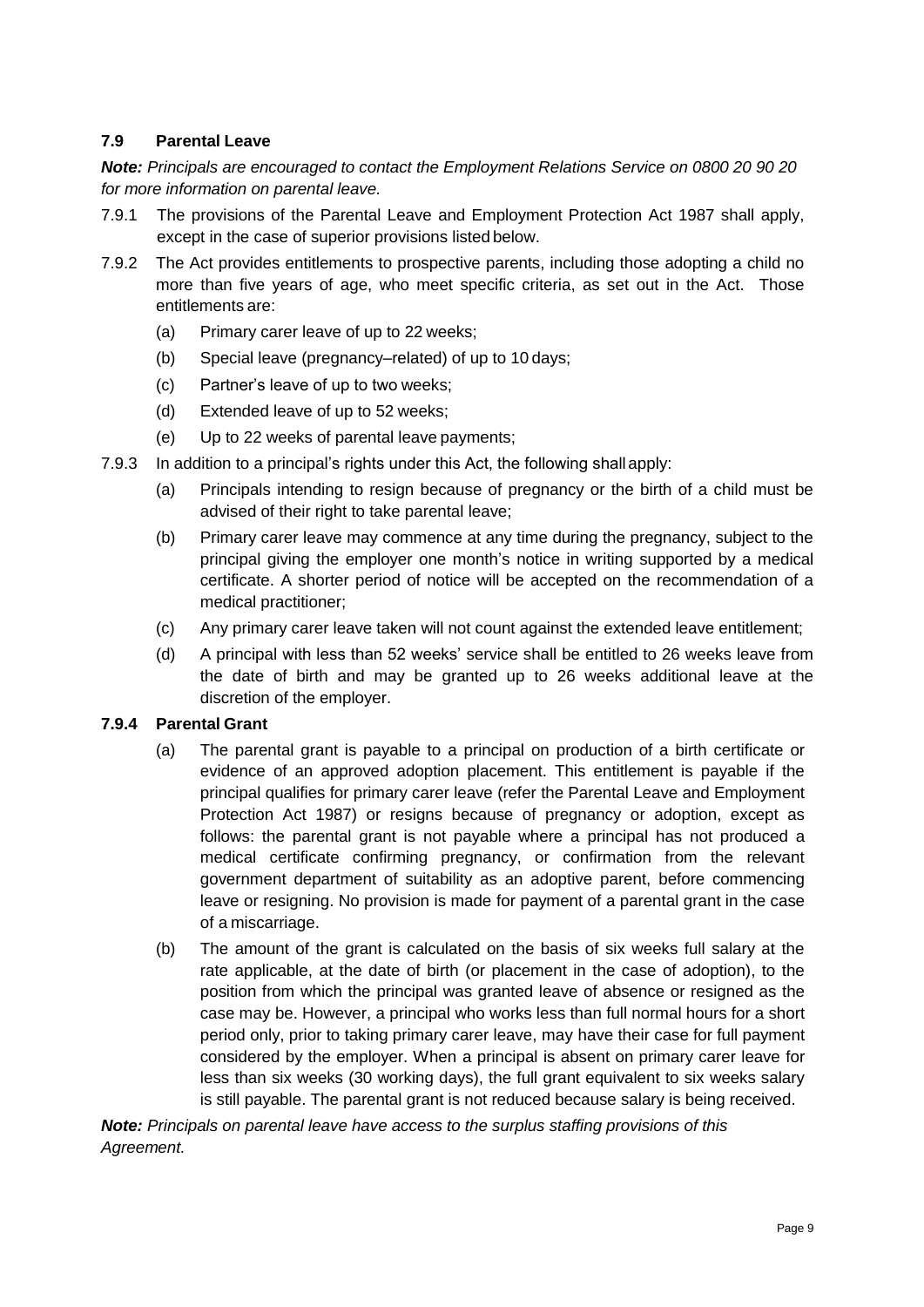### 7.9 Parental Leave

***Note:*** *Principals are encouraged to contact the Employment Relations Service on 0800 20 90 20 for more information on parental leave.*

7.9.1 The provisions of the Parental Leave and Employment Protection Act 1987 shall apply, except in the case of superior provisions listed below.

7.9.2 The Act provides entitlements to prospective parents, including those adopting a child no more than five years of age, who meet specific criteria, as set out in the Act. Those entitlements are:

- (a) Primary carer leave of up to 22 weeks;
- (b) Special leave (pregnancy–related) of up to 10 days;
- (c) Partner's leave of up to two weeks;
- (d) Extended leave of up to 52 weeks;
- (e) Up to 22 weeks of parental leave payments;

7.9.3 In addition to a principal's rights under this Act, the following shall apply:

- (a) Principals intending to resign because of pregnancy or the birth of a child must be advised of their right to take parental leave;
- (b) Primary carer leave may commence at any time during the pregnancy, subject to the principal giving the employer one month's notice in writing supported by a medical certificate. A shorter period of notice will be accepted on the recommendation of a medical practitioner;
- (c) Any primary carer leave taken will not count against the extended leave entitlement;
- (d) A principal with less than 52 weeks' service shall be entitled to 26 weeks leave from the date of birth and may be granted up to 26 weeks additional leave at the discretion of the employer.

#### 7.9.4 Parental Grant

- (a) The parental grant is payable to a principal on production of a birth certificate or evidence of an approved adoption placement. This entitlement is payable if the principal qualifies for primary carer leave (refer the Parental Leave and Employment Protection Act 1987) or resigns because of pregnancy or adoption, except as follows: the parental grant is not payable where a principal has not produced a medical certificate confirming pregnancy, or confirmation from the relevant government department of suitability as an adoptive parent, before commencing leave or resigning. No provision is made for payment of a parental grant in the case of a miscarriage.
- (b) The amount of the grant is calculated on the basis of six weeks full salary at the rate applicable, at the date of birth (or placement in the case of adoption), to the position from which the principal was granted leave of absence or resigned as the case may be. However, a principal who works less than full normal hours for a short period only, prior to taking primary carer leave, may have their case for full payment considered by the employer. When a principal is absent on primary carer leave for less than six weeks (30 working days), the full grant equivalent to six weeks salary is still payable. The parental grant is not reduced because salary is being received.

***Note:*** *Principals on parental leave have access to the surplus staffing provisions of this Agreement.*